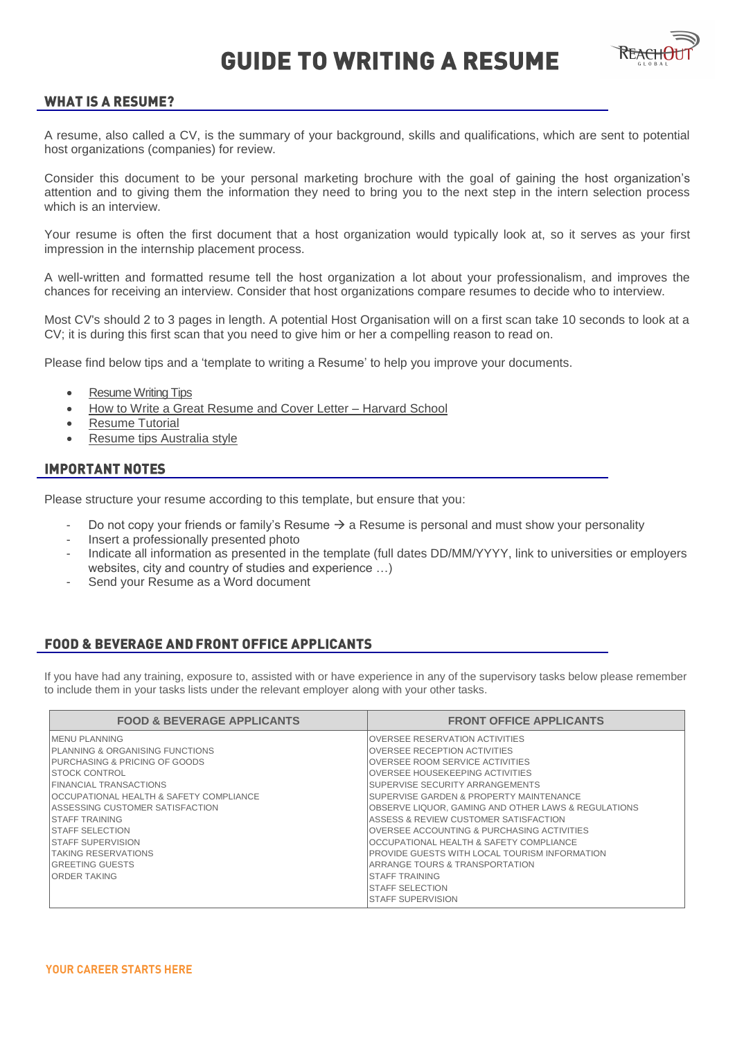# GUIDE TO WRITING A RESUME

## WHAT IS A RESUME?

A resume, also called a CV, is the summary of your background, skills and qualifications, which are sent to potential host organizations (companies) for review.

Consider this document to be your personal marketing brochure with the goal of gaining the host organization's attention and to giving them the information they need to bring you to the next step in the intern selection process which is an interview.

Your resume is often the first document that a host organization would typically look at, so it serves as your first impression in the internship placement process.

A well-written and formatted resume tell the host organization a lot about your professionalism, and improves the chances for receiving an interview. Consider that host organizations compare resumes to decide who to interview.

Most CV's should 2 to 3 pages in length. A potential Host Organisation will on a first scan take 10 seconds to look at a CV; it is during this first scan that you need to give him or her a compelling reason to read on.

Please find below tips and a 'template to writing a Resume' to help you improve your documents.

- Resume Writing Tips
- How to Write a Great Resume and Cover Letter – Harvard School
- Resume Tutorial
- Resume tips Australia style

## IMPORTANT NOTES

Please structure your resume according to this template, but ensure that you:

- Do not copy your friends or family's Resume → a Resume is personal and must show your personality
- Insert a professionally presented photo
- Indicate all information as presented in the template (full dates DD/MM/YYYY, link to universities or employers websites, city and country of studies and experience …)
- Send your Resume as a Word document

## FOOD & BEVERAGE AND FRONT OFFICE APPLICANTS

If you have had any training, exposure to, assisted with or have experience in any of the supervisory tasks below please remember to include them in your tasks lists under the relevant employer along with your other tasks.

| FOOD & BEVERAGE APPLICANTS | FRONT OFFICE APPLICANTS |
|---|---|
| MENU PLANNING | OVERSEE RESERVATION ACTIVITIES |
| PLANNING & ORGANISING FUNCTIONS | OVERSEE RECEPTION ACTIVITIES |
| PURCHASING & PRICING OF GOODS | OVERSEE ROOM SERVICE ACTIVITIES |
| STOCK CONTROL | OVERSEE HOUSEKEEPING ACTIVITIES |
| FINANCIAL TRANSACTIONS | SUPERVISE SECURITY ARRANGEMENTS |
| OCCUPATIONAL HEALTH & SAFETY COMPLIANCE | SUPERVISE GARDEN & PROPERTY MAINTENANCE |
| ASSESSING CUSTOMER SATISFACTION | OBSERVE LIQUOR, GAMING AND OTHER LAWS & REGULATIONS |
| STAFF TRAINING | ASSESS & REVIEW CUSTOMER SATISFACTION |
| STAFF SELECTION | OVERSEE ACCOUNTING & PURCHASING ACTIVITIES |
| STAFF SUPERVISION | OCCUPATIONAL HEALTH & SAFETY COMPLIANCE |
| TAKING RESERVATIONS | PROVIDE GUESTS WITH LOCAL TOURISM INFORMATION |
| GREETING GUESTS | ARRANGE TOURS & TRANSPORTATION |
| ORDER TAKING | STAFF TRAINING |
| | STAFF SELECTION |
| | STAFF SUPERVISION |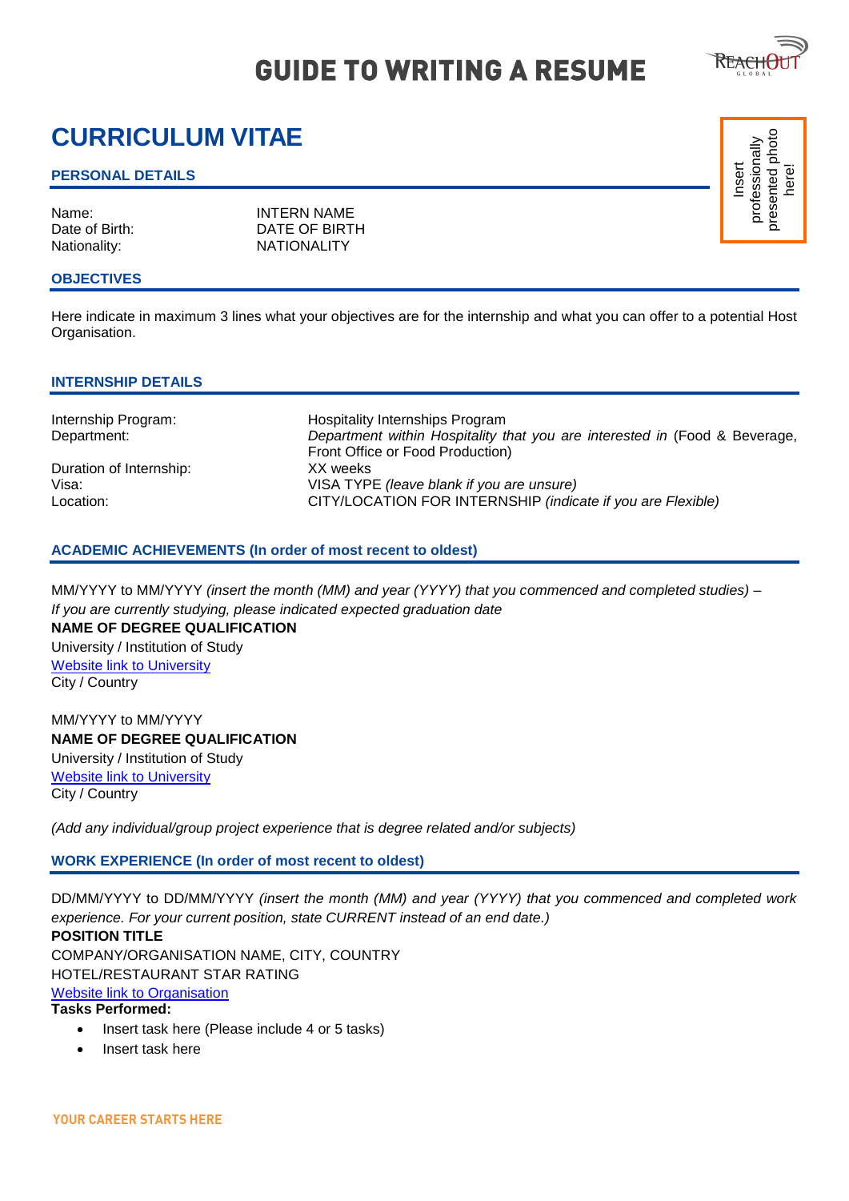# GUIDE TO WRITING A RESUME

Insert professionally presented photo here!

## CURRICULUM VITAE

### PERSONAL DETAILS

Name: INTERN NAME
Date of Birth: DATE OF BIRTH
Nationality: NATIONALITY

### OBJECTIVES

Here indicate in maximum 3 lines what your objectives are for the internship and what you can offer to a potential Host Organisation.

### INTERNSHIP DETAILS

Internship Program: Hospitality Internships Program
Department: *Department within Hospitality that you are interested in* (Food & Beverage, Front Office or Food Production)
Duration of Internship: XX weeks
Visa: VISA TYPE *(leave blank if you are unsure)*
Location: CITY/LOCATION FOR INTERNSHIP *(indicate if you are Flexible)*

### ACADEMIC ACHIEVEMENTS (In order of most recent to oldest)

MM/YYYY to MM/YYYY *(insert the month (MM) and year (YYYY) that you commenced and completed studies) – If you are currently studying, please indicated expected graduation date*
**NAME OF DEGREE QUALIFICATION**
University / Institution of Study
Website link to University
City / Country

MM/YYYY to MM/YYYY
**NAME OF DEGREE QUALIFICATION**
University / Institution of Study
Website link to University
City / Country

*(Add any individual/group project experience that is degree related and/or subjects)*

### WORK EXPERIENCE (In order of most recent to oldest)

DD/MM/YYYY to DD/MM/YYYY *(insert the month (MM) and year (YYYY) that you commenced and completed work experience. For your current position, state CURRENT instead of an end date.)*
**POSITION TITLE**
COMPANY/ORGANISATION NAME, CITY, COUNTRY
HOTEL/RESTAURANT STAR RATING
Website link to Organisation
**Tasks Performed:**

- Insert task here (Please include 4 or 5 tasks)
- Insert task here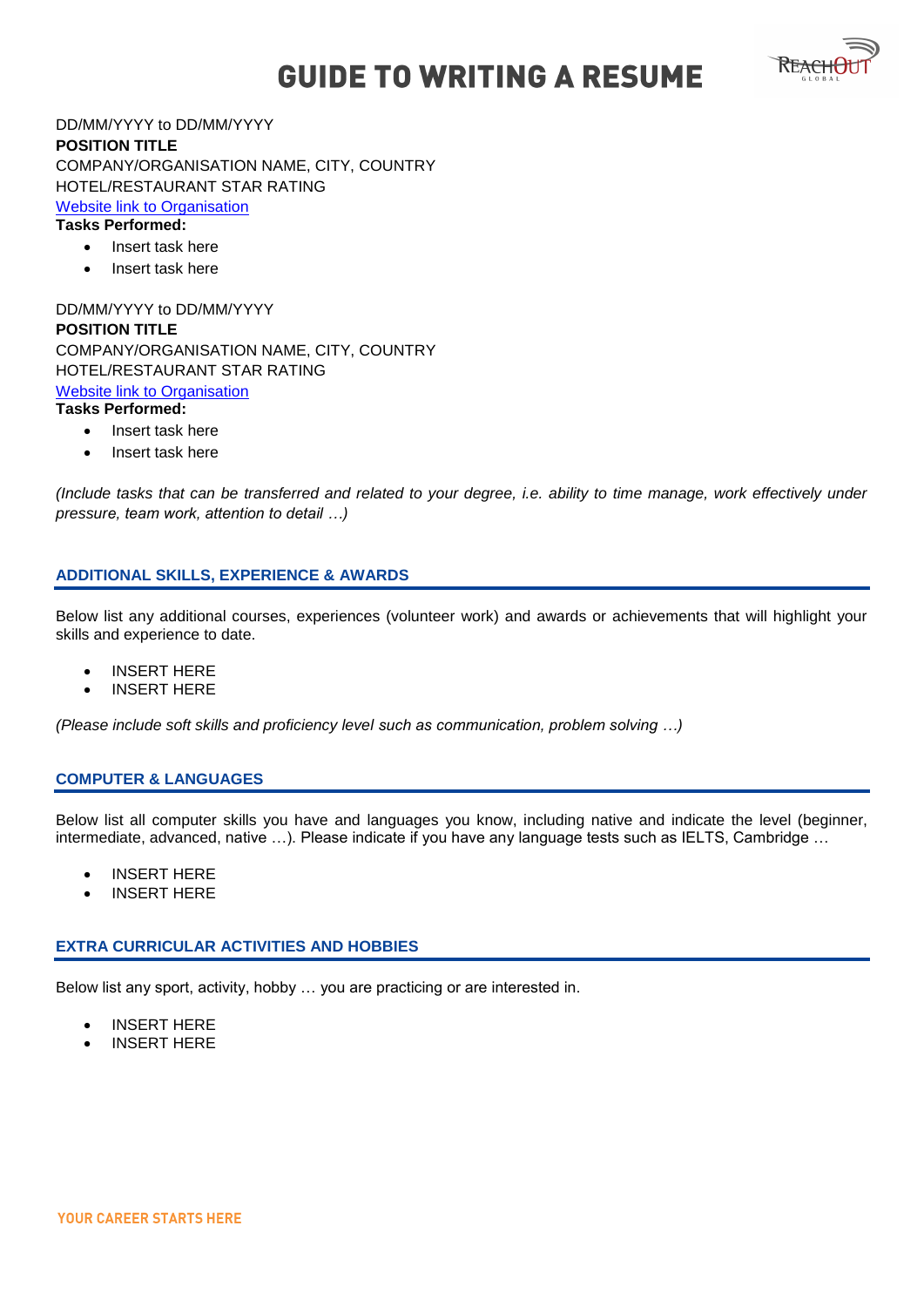DD/MM/YYYY to DD/MM/YYYY
**POSITION TITLE**
COMPANY/ORGANISATION NAME, CITY, COUNTRY
HOTEL/RESTAURANT STAR RATING
[Website link to Organisation]()
**Tasks Performed:**

- Insert task here
- Insert task here

DD/MM/YYYY to DD/MM/YYYY
**POSITION TITLE**
COMPANY/ORGANISATION NAME, CITY, COUNTRY
HOTEL/RESTAURANT STAR RATING
[Website link to Organisation]()
**Tasks Performed:**

- Insert task here
- Insert task here

*(Include tasks that can be transferred and related to your degree, i.e. ability to time manage, work effectively under pressure, team work, attention to detail …)*

## ADDITIONAL SKILLS, EXPERIENCE & AWARDS

Below list any additional courses, experiences (volunteer work) and awards or achievements that will highlight your skills and experience to date.

- INSERT HERE
- INSERT HERE

*(Please include soft skills and proficiency level such as communication, problem solving …)*

## COMPUTER & LANGUAGES

Below list all computer skills you have and languages you know, including native and indicate the level (beginner, intermediate, advanced, native …). Please indicate if you have any language tests such as IELTS, Cambridge …

- INSERT HERE
- INSERT HERE

## EXTRA CURRICULAR ACTIVITIES AND HOBBIES

Below list any sport, activity, hobby … you are practicing or are interested in.

- INSERT HERE
- INSERT HERE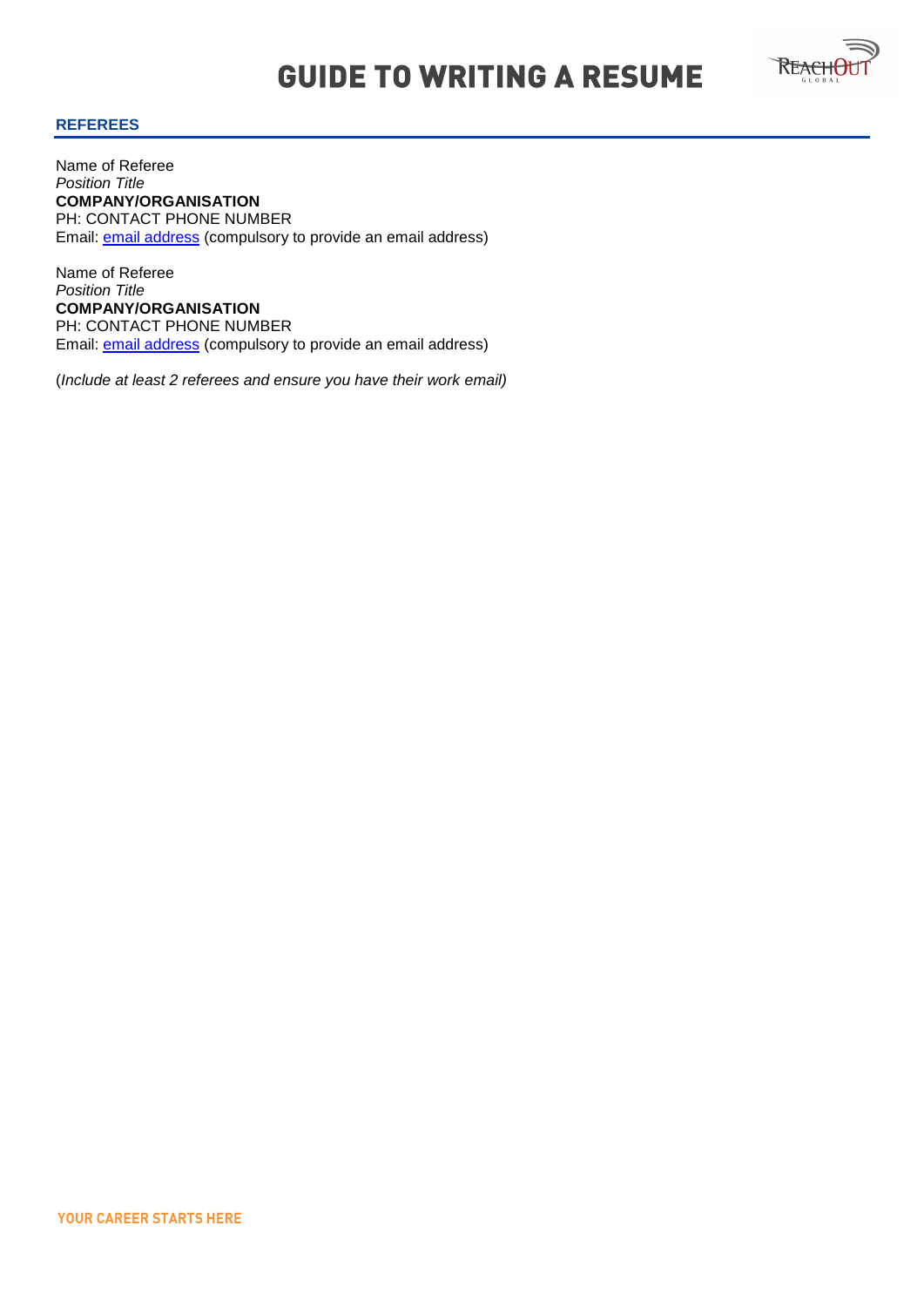## REFEREES

Name of Referee
*Position Title*
**COMPANY/ORGANISATION**
PH: CONTACT PHONE NUMBER
Email: email address (compulsory to provide an email address)

Name of Referee
*Position Title*
**COMPANY/ORGANISATION**
PH: CONTACT PHONE NUMBER
Email: email address (compulsory to provide an email address)

(*Include at least 2 referees and ensure you have their work email)*